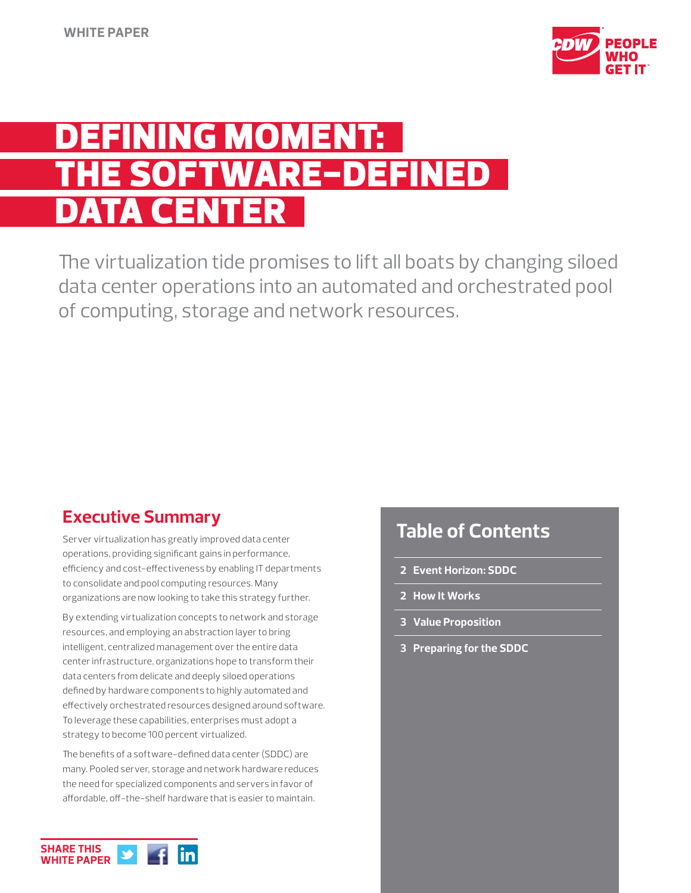WHITE PAPER

# DEFINING MOMENT: THE SOFTWARE-DEFINED DATA CENTER

The virtualization tide promises to lift all boats by changing siloed data center operations into an automated and orchestrated pool of computing, storage and network resources.

## Executive Summary

Server virtualization has greatly improved data center operations, providing significant gains in performance, efficiency and cost-effectiveness by enabling IT departments to consolidate and pool computing resources. Many organizations are now looking to take this strategy further.

By extending virtualization concepts to network and storage resources, and employing an abstraction layer to bring intelligent, centralized management over the entire data center infrastructure, organizations hope to transform their data centers from delicate and deeply siloed operations defined by hardware components to highly automated and effectively orchestrated resources designed around software. To leverage these capabilities, enterprises must adopt a strategy to become 100 percent virtualized.

The benefits of a software-defined data center (SDDC) are many. Pooled server, storage and network hardware reduces the need for specialized components and servers in favor of affordable, off-the-shelf hardware that is easier to maintain.

## Table of Contents

- 2 Event Horizon: SDDC
- 2 How It Works
- 3 Value Proposition
- 3 Preparing for the SDDC

SHARE THIS WHITE PAPER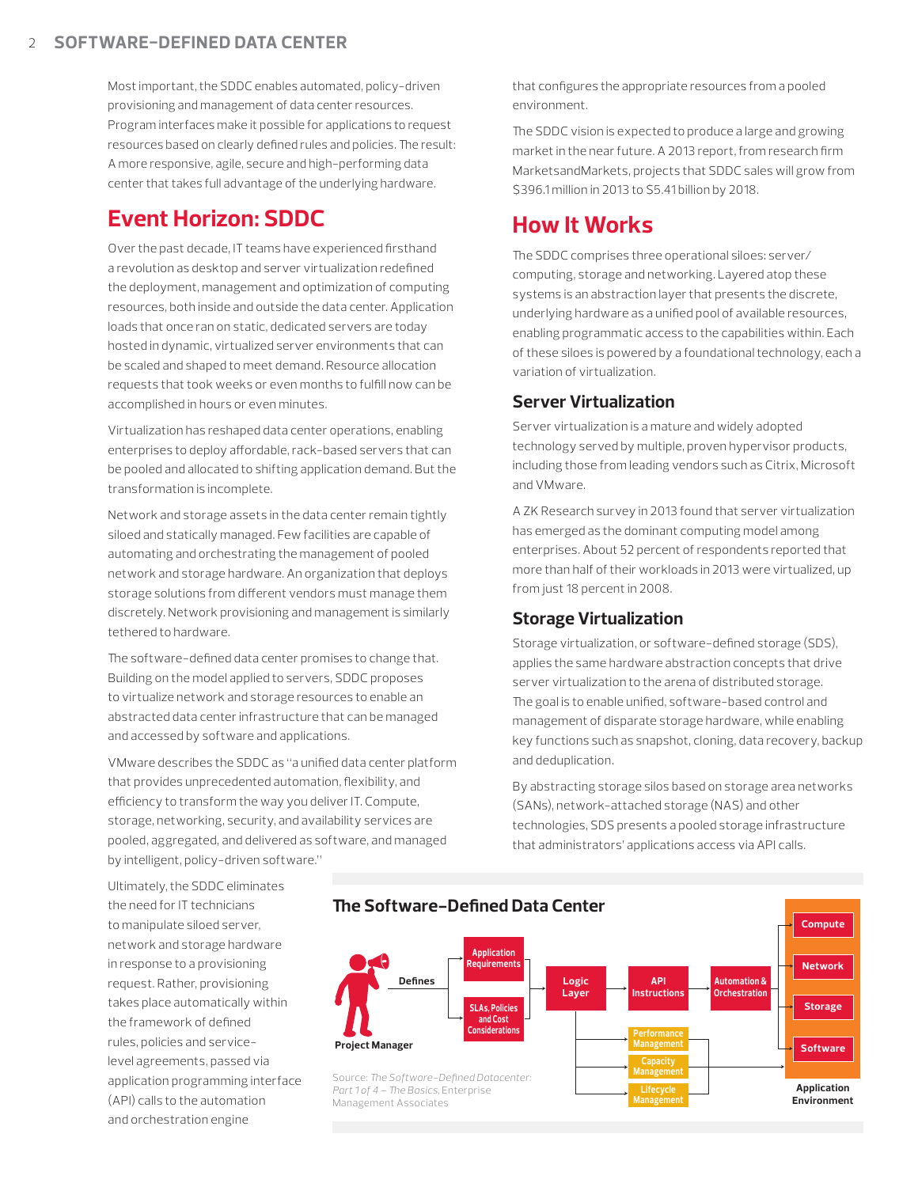Most important, the SDDC enables automated, policy-driven provisioning and management of data center resources. Program interfaces make it possible for applications to request resources based on clearly defined rules and policies. The result: A more responsive, agile, secure and high-performing data center that takes full advantage of the underlying hardware.

## Event Horizon: SDDC

Over the past decade, IT teams have experienced firsthand a revolution as desktop and server virtualization redefined the deployment, management and optimization of computing resources, both inside and outside the data center. Application loads that once ran on static, dedicated servers are today hosted in dynamic, virtualized server environments that can be scaled and shaped to meet demand. Resource allocation requests that took weeks or even months to fulfill now can be accomplished in hours or even minutes.

Virtualization has reshaped data center operations, enabling enterprises to deploy affordable, rack-based servers that can be pooled and allocated to shifting application demand. But the transformation is incomplete.

Network and storage assets in the data center remain tightly siloed and statically managed. Few facilities are capable of automating and orchestrating the management of pooled network and storage hardware. An organization that deploys storage solutions from different vendors must manage them discretely. Network provisioning and management is similarly tethered to hardware.

The software-defined data center promises to change that. Building on the model applied to servers, SDDC proposes to virtualize network and storage resources to enable an abstracted data center infrastructure that can be managed and accessed by software and applications.

VMware describes the SDDC as "a unified data center platform that provides unprecedented automation, flexibility, and efficiency to transform the way you deliver IT. Compute, storage, networking, security, and availability services are pooled, aggregated, and delivered as software, and managed by intelligent, policy-driven software."

Ultimately, the SDDC eliminates the need for IT technicians to manipulate siloed server, network and storage hardware in response to a provisioning request. Rather, provisioning takes place automatically within the framework of defined rules, policies and service-level agreements, passed via application programming interface (API) calls to the automation and orchestration engine that configures the appropriate resources from a pooled environment.

The SDDC vision is expected to produce a large and growing market in the near future. A 2013 report, from research firm MarketsandMarkets, projects that SDDC sales will grow from $396.1 million in 2013 to $5.41 billion by 2018.

## How It Works

The SDDC comprises three operational siloes: server/computing, storage and networking. Layered atop these systems is an abstraction layer that presents the discrete, underlying hardware as a unified pool of available resources, enabling programmatic access to the capabilities within. Each of these siloes is powered by a foundational technology, each a variation of virtualization.

### Server Virtualization

Server virtualization is a mature and widely adopted technology served by multiple, proven hypervisor products, including those from leading vendors such as Citrix, Microsoft and VMware.

A ZK Research survey in 2013 found that server virtualization has emerged as the dominant computing model among enterprises. About 52 percent of respondents reported that more than half of their workloads in 2013 were virtualized, up from just 18 percent in 2008.

### Storage Virtualization

Storage virtualization, or software-defined storage (SDS), applies the same hardware abstraction concepts that drive server virtualization to the arena of distributed storage. The goal is to enable unified, software-based control and management of disparate storage hardware, while enabling key functions such as snapshot, cloning, data recovery, backup and deduplication.

By abstracting storage silos based on storage area networks (SANs), network-attached storage (NAS) and other technologies, SDS presents a pooled storage infrastructure that administrators' applications access via API calls.

### The Software-Defined Data Center

Project Manager — Defines → Application Requirements; SLAs, Policies and Cost Considerations → Logic Layer → API Instructions → Automation & Orchestration → Application Environment: Compute, Network, Storage, Software

Logic Layer → Performance Management, Capacity Management, Lifecycle Management → Application Environment

Source: *The Software-Defined Datacenter: Part 1 of 4 – The Basics*, Enterprise Management Associates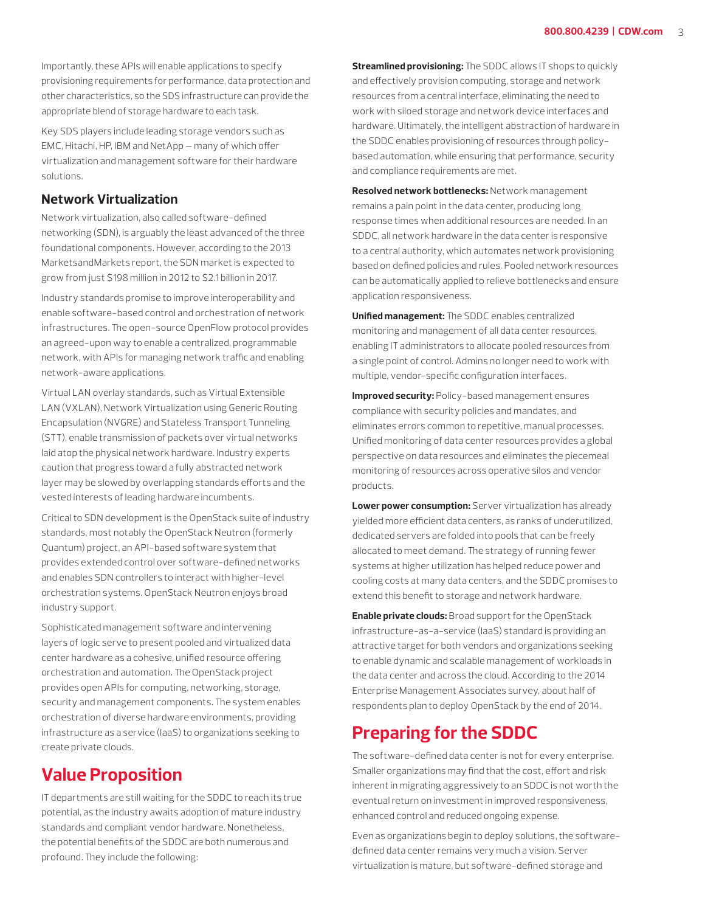Importantly, these APIs will enable applications to specify provisioning requirements for performance, data protection and other characteristics, so the SDS infrastructure can provide the appropriate blend of storage hardware to each task.

Key SDS players include leading storage vendors such as EMC, Hitachi, HP, IBM and NetApp — many of which offer virtualization and management software for their hardware solutions.

### Network Virtualization

Network virtualization, also called software-defined networking (SDN), is arguably the least advanced of the three foundational components. However, according to the 2013 MarketsandMarkets report, the SDN market is expected to grow from just $198 million in 2012 to $2.1 billion in 2017.

Industry standards promise to improve interoperability and enable software-based control and orchestration of network infrastructures. The open-source OpenFlow protocol provides an agreed-upon way to enable a centralized, programmable network, with APIs for managing network traffic and enabling network-aware applications.

Virtual LAN overlay standards, such as Virtual Extensible LAN (VXLAN), Network Virtualization using Generic Routing Encapsulation (NVGRE) and Stateless Transport Tunneling (STT), enable transmission of packets over virtual networks laid atop the physical network hardware. Industry experts caution that progress toward a fully abstracted network layer may be slowed by overlapping standards efforts and the vested interests of leading hardware incumbents.

Critical to SDN development is the OpenStack suite of industry standards, most notably the OpenStack Neutron (formerly Quantum) project, an API-based software system that provides extended control over software-defined networks and enables SDN controllers to interact with higher-level orchestration systems. OpenStack Neutron enjoys broad industry support.

Sophisticated management software and intervening layers of logic serve to present pooled and virtualized data center hardware as a cohesive, unified resource offering orchestration and automation. The OpenStack project provides open APIs for computing, networking, storage, security and management components. The system enables orchestration of diverse hardware environments, providing infrastructure as a service (IaaS) to organizations seeking to create private clouds.

## Value Proposition

IT departments are still waiting for the SDDC to reach its true potential, as the industry awaits adoption of mature industry standards and compliant vendor hardware. Nonetheless, the potential benefits of the SDDC are both numerous and profound. They include the following:

**Streamlined provisioning:** The SDDC allows IT shops to quickly and effectively provision computing, storage and network resources from a central interface, eliminating the need to work with siloed storage and network device interfaces and hardware. Ultimately, the intelligent abstraction of hardware in the SDDC enables provisioning of resources through policy-based automation, while ensuring that performance, security and compliance requirements are met.

**Resolved network bottlenecks:** Network management remains a pain point in the data center, producing long response times when additional resources are needed. In an SDDC, all network hardware in the data center is responsive to a central authority, which automates network provisioning based on defined policies and rules. Pooled network resources can be automatically applied to relieve bottlenecks and ensure application responsiveness.

**Unified management:** The SDDC enables centralized monitoring and management of all data center resources, enabling IT administrators to allocate pooled resources from a single point of control. Admins no longer need to work with multiple, vendor-specific configuration interfaces.

**Improved security:** Policy-based management ensures compliance with security policies and mandates, and eliminates errors common to repetitive, manual processes. Unified monitoring of data center resources provides a global perspective on data resources and eliminates the piecemeal monitoring of resources across operative silos and vendor products.

**Lower power consumption:** Server virtualization has already yielded more efficient data centers, as ranks of underutilized, dedicated servers are folded into pools that can be freely allocated to meet demand. The strategy of running fewer systems at higher utilization has helped reduce power and cooling costs at many data centers, and the SDDC promises to extend this benefit to storage and network hardware.

**Enable private clouds:** Broad support for the OpenStack infrastructure-as-a-service (IaaS) standard is providing an attractive target for both vendors and organizations seeking to enable dynamic and scalable management of workloads in the data center and across the cloud. According to the 2014 Enterprise Management Associates survey, about half of respondents plan to deploy OpenStack by the end of 2014.

## Preparing for the SDDC

The software-defined data center is not for every enterprise. Smaller organizations may find that the cost, effort and risk inherent in migrating aggressively to an SDDC is not worth the eventual return on investment in improved responsiveness, enhanced control and reduced ongoing expense.

Even as organizations begin to deploy solutions, the software-defined data center remains very much a vision. Server virtualization is mature, but software-defined storage and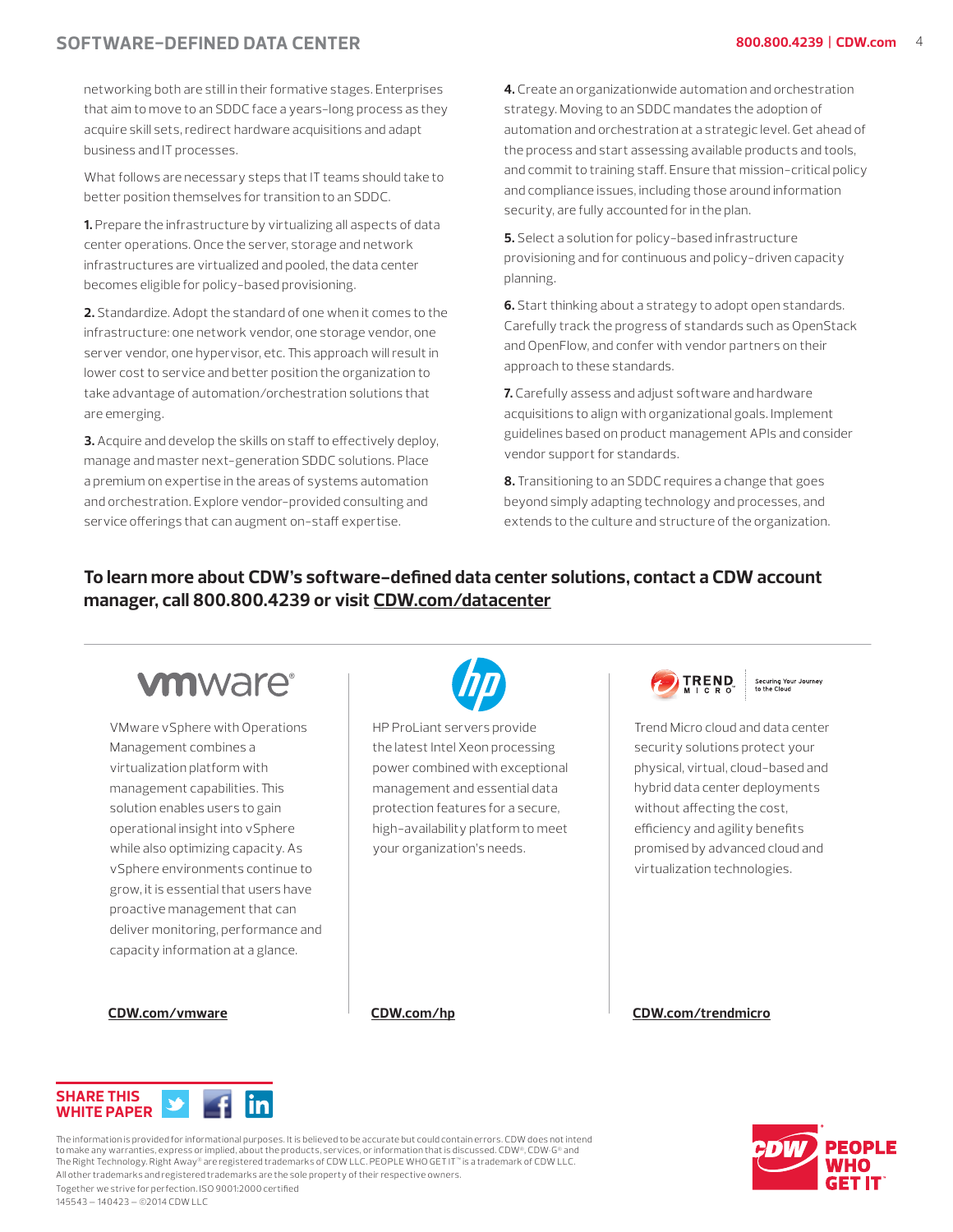networking both are still in their formative stages. Enterprises that aim to move to an SDDC face a years-long process as they acquire skill sets, redirect hardware acquisitions and adapt business and IT processes.

What follows are necessary steps that IT teams should take to better position themselves for transition to an SDDC.

**1.** Prepare the infrastructure by virtualizing all aspects of data center operations. Once the server, storage and network infrastructures are virtualized and pooled, the data center becomes eligible for policy-based provisioning.

**2.** Standardize. Adopt the standard of one when it comes to the infrastructure: one network vendor, one storage vendor, one server vendor, one hypervisor, etc. This approach will result in lower cost to service and better position the organization to take advantage of automation/orchestration solutions that are emerging.

**3.** Acquire and develop the skills on staff to effectively deploy, manage and master next-generation SDDC solutions. Place a premium on expertise in the areas of systems automation and orchestration. Explore vendor-provided consulting and service offerings that can augment on-staff expertise.

**4.** Create an organizationwide automation and orchestration strategy. Moving to an SDDC mandates the adoption of automation and orchestration at a strategic level. Get ahead of the process and start assessing available products and tools, and commit to training staff. Ensure that mission-critical policy and compliance issues, including those around information security, are fully accounted for in the plan.

**5.** Select a solution for policy-based infrastructure provisioning and for continuous and policy-driven capacity planning.

**6.** Start thinking about a strategy to adopt open standards. Carefully track the progress of standards such as OpenStack and OpenFlow, and confer with vendor partners on their approach to these standards.

**7.** Carefully assess and adjust software and hardware acquisitions to align with organizational goals. Implement guidelines based on product management APIs and consider vendor support for standards.

**8.** Transitioning to an SDDC requires a change that goes beyond simply adapting technology and processes, and extends to the culture and structure of the organization.

**To learn more about CDW's software-defined data center solutions, contact a CDW account manager, call 800.800.4239 or visit CDW.com/datacenter**

vmware

VMware vSphere with Operations Management combines a virtualization platform with management capabilities. This solution enables users to gain operational insight into vSphere while also optimizing capacity. As vSphere environments continue to grow, it is essential that users have proactive management that can deliver monitoring, performance and capacity information at a glance.

CDW.com/vmware

hp

HP ProLiant servers provide the latest Intel Xeon processing power combined with exceptional management and essential data protection features for a secure, high-availability platform to meet your organization's needs.

CDW.com/hp

TREND MICRO — Securing Your Journey to the Cloud

Trend Micro cloud and data center security solutions protect your physical, virtual, cloud-based and hybrid data center deployments without affecting the cost, efficiency and agility benefits promised by advanced cloud and virtualization technologies.

CDW.com/trendmicro

**SHARE THIS WHITE PAPER**

The information is provided for informational purposes. It is believed to be accurate but could contain errors. CDW does not intend to make any warranties, express or implied, about the products, services, or information that is discussed. CDW®, CDW·G® and The Right Technology. Right Away® are registered trademarks of CDW LLC. PEOPLE WHO GET IT™ is a trademark of CDW LLC.
All other trademarks and registered trademarks are the sole property of their respective owners.
Together we strive for perfection. ISO 9001:2000 certified
145543 — 140423 — ©2014 CDW LLC

CDW PEOPLE WHO GET IT™